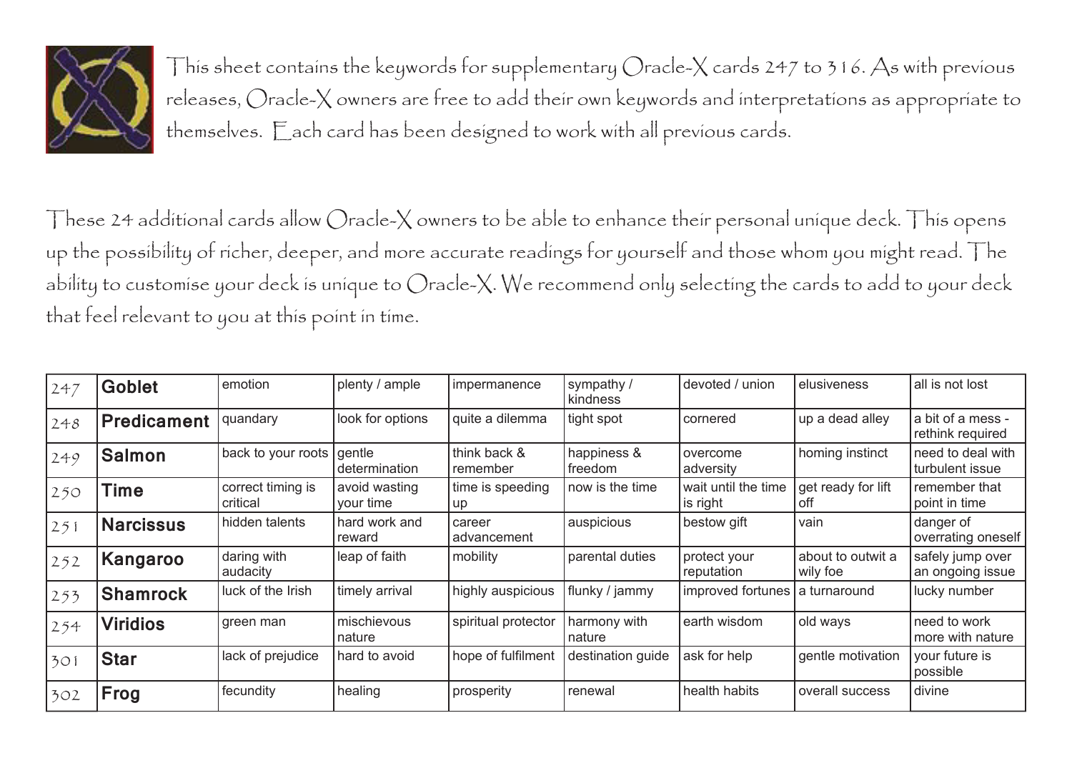This sheet contains the keywords for supplementary Oracle-X cards 247 to 316. As with previous releases, Oracle-X owners are free to add their own keywords and interpretations as appropriate to themselves. Each card has been designed to work with all previous cards.

These 24 additional cards allow Oracle-X owners to be able to enhance their personal unique deck. This opens up the possibility of richer, deeper, and more accurate readings for yourself and those whom you might read. The ability to customise your deck is unique to Oracle-X. We recommend only selecting the cards to add to your deck that feel relevant to you at this point in time.

| | | | | | | | | |
|---|---|---|---|---|---|---|---|---|
| 247 | **Goblet** | emotion | plenty / ample | impermanence | sympathy / kindness | devoted / union | elusiveness | all is not lost |
| 248 | **Predicament** | quandary | look for options | quite a dilemma | tight spot | cornered | up a dead alley | a bit of a mess - rethink required |
| 249 | **Salmon** | back to your roots | gentle determination | think back & remember | happiness & freedom | overcome adversity | homing instinct | need to deal with turbulent issue |
| 250 | **Time** | correct timing is critical | avoid wasting your time | time is speeding up | now is the time | wait until the time is right | get ready for lift off | remember that point in time |
| 251 | **Narcissus** | hidden talents | hard work and reward | career advancement | auspicious | bestow gift | vain | danger of overrating oneself |
| 252 | **Kangaroo** | daring with audacity | leap of faith | mobility | parental duties | protect your reputation | about to outwit a wily foe | safely jump over an ongoing issue |
| 253 | **Shamrock** | luck of the Irish | timely arrival | highly auspicious | flunky / jammy | improved fortunes | a turnaround | lucky number |
| 254 | **Viridios** | green man | mischievous nature | spiritual protector | harmony with nature | earth wisdom | old ways | need to work more with nature |
| 301 | **Star** | lack of prejudice | hard to avoid | hope of fulfilment | destination guide | ask for help | gentle motivation | your future is possible |
| 302 | **Frog** | fecundity | healing | prosperity | renewal | health habits | overall success | divine |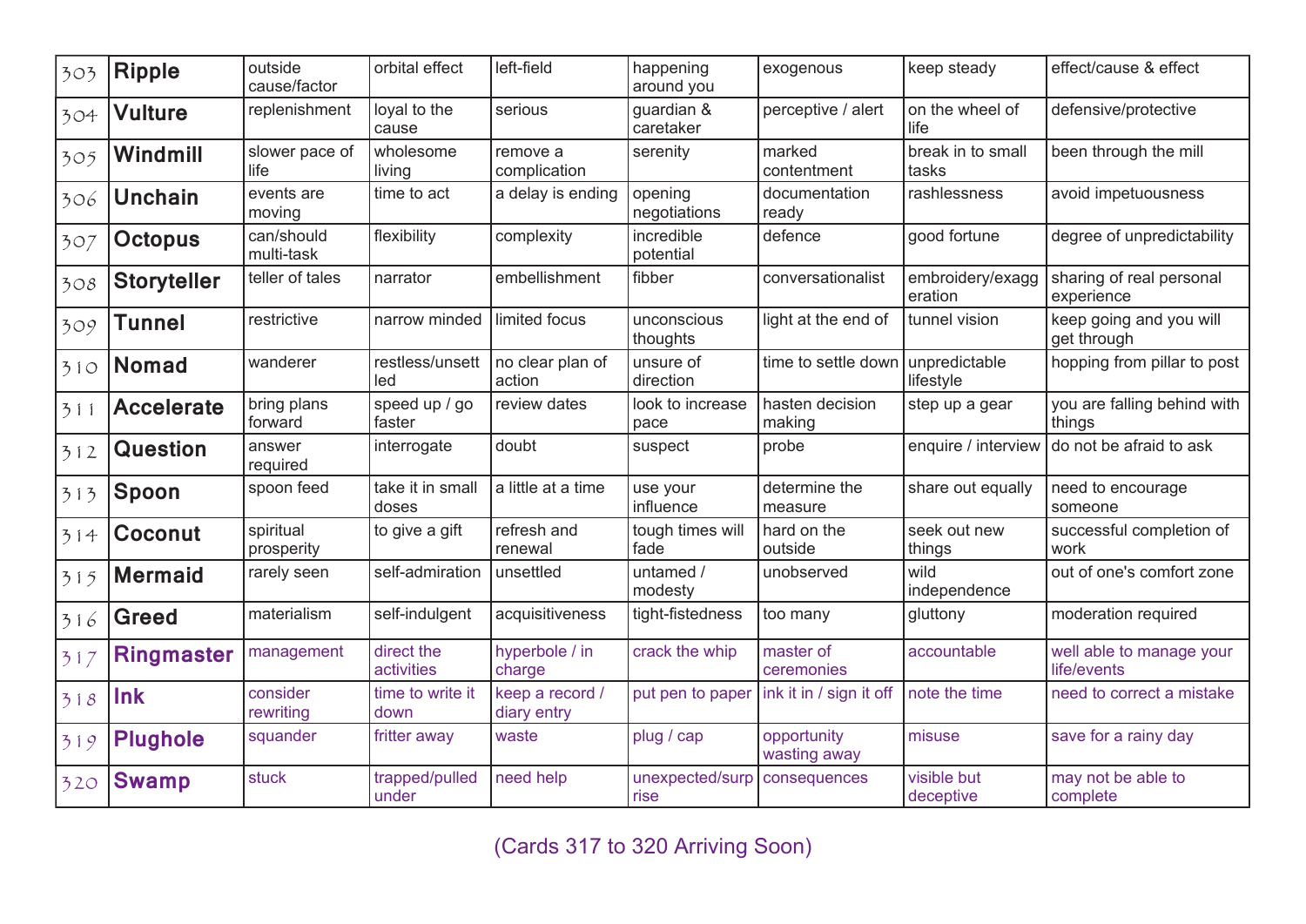| | | | | | | | | |
|---|---|---|---|---|---|---|---|---|
| 303 | **Ripple** | outside cause/factor | orbital effect | left-field | happening around you | exogenous | keep steady | effect/cause & effect |
| 304 | **Vulture** | replenishment | loyal to the cause | serious | guardian & caretaker | perceptive / alert | on the wheel of life | defensive/protective |
| 305 | **Windmill** | slower pace of life | wholesome living | remove a complication | serenity | marked contentment | break in to small tasks | been through the mill |
| 306 | **Unchain** | events are moving | time to act | a delay is ending | opening negotiations | documentation ready | rashlessness | avoid impetuousness |
| 307 | **Octopus** | can/should multi-task | flexibility | complexity | incredible potential | defence | good fortune | degree of unpredictability |
| 308 | **Storyteller** | teller of tales | narrator | embellishment | fibber | conversationalist | embroidery/exaggeration | sharing of real personal experience |
| 309 | **Tunnel** | restrictive | narrow minded | limited focus | unconscious thoughts | light at the end of | tunnel vision | keep going and you will get through |
| 310 | **Nomad** | wanderer | restless/unsettled | no clear plan of action | unsure of direction | time to settle down | unpredictable lifestyle | hopping from pillar to post |
| 311 | **Accelerate** | bring plans forward | speed up / go faster | review dates | look to increase pace | hasten decision making | step up a gear | you are falling behind with things |
| 312 | **Question** | answer required | interrogate | doubt | suspect | probe | enquire / interview | do not be afraid to ask |
| 313 | **Spoon** | spoon feed | take it in small doses | a little at a time | use your influence | determine the measure | share out equally | need to encourage someone |
| 314 | **Coconut** | spiritual prosperity | to give a gift | refresh and renewal | tough times will fade | hard on the outside | seek out new things | successful completion of work |
| 315 | **Mermaid** | rarely seen | self-admiration | unsettled | untamed / modesty | unobserved | wild independence | out of one's comfort zone |
| 316 | **Greed** | materialism | self-indulgent | acquisitiveness | tight-fistedness | too many | gluttony | moderation required |
| 317 | **Ringmaster** | management | direct the activities | hyperbole / in charge | crack the whip | master of ceremonies | accountable | well able to manage your life/events |
| 318 | **Ink** | consider rewriting | time to write it down | keep a record / diary entry | put pen to paper | ink it in / sign it off | note the time | need to correct a mistake |
| 319 | **Plughole** | squander | fritter away | waste | plug / cap | opportunity wasting away | misuse | save for a rainy day |
| 320 | **Swamp** | stuck | trapped/pulled under | need help | unexpected/surprise | consequences | visible but deceptive | may not be able to complete |

(Cards 317 to 320 Arriving Soon)